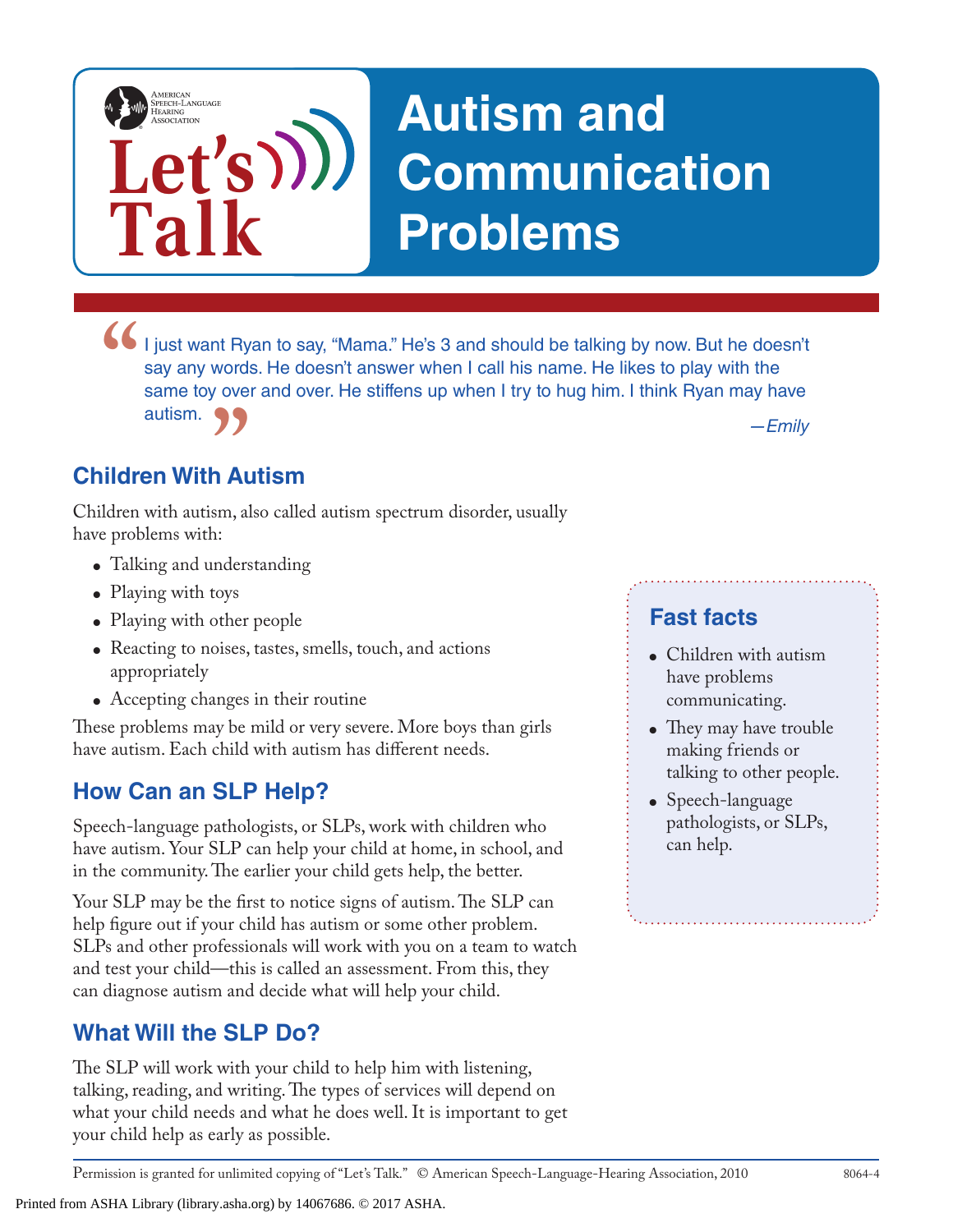American Speech-Language Hearing Association

Let's Talk

# Autism and Communication Problems

> "I just want Ryan to say, "Mama." He's 3 and should be talking by now. But he doesn't say any words. He doesn't answer when I call his name. He likes to play with the same toy over and over. He stiffens up when I try to hug him. I think Ryan may have autism."
>
> —*Emily*

## Children With Autism

Children with autism, also called autism spectrum disorder, usually have problems with:

- Talking and understanding
- Playing with toys
- Playing with other people
- Reacting to noises, tastes, smells, touch, and actions appropriately
- Accepting changes in their routine

These problems may be mild or very severe. More boys than girls have autism. Each child with autism has different needs.

## How Can an SLP Help?

Speech-language pathologists, or SLPs, work with children who have autism. Your SLP can help your child at home, in school, and in the community. The earlier your child gets help, the better.

Your SLP may be the first to notice signs of autism. The SLP can help figure out if your child has autism or some other problem. SLPs and other professionals will work with you on a team to watch and test your child—this is called an assessment. From this, they can diagnose autism and decide what will help your child.

## What Will the SLP Do?

The SLP will work with your child to help him with listening, talking, reading, and writing. The types of services will depend on what your child needs and what he does well. It is important to get your child help as early as possible.

### Fast facts

- Children with autism have problems communicating.
- They may have trouble making friends or talking to other people.
- Speech-language pathologists, or SLPs, can help.

Permission is granted for unlimited copying of "Let's Talk." © American Speech-Language-Hearing Association, 2010 8064-4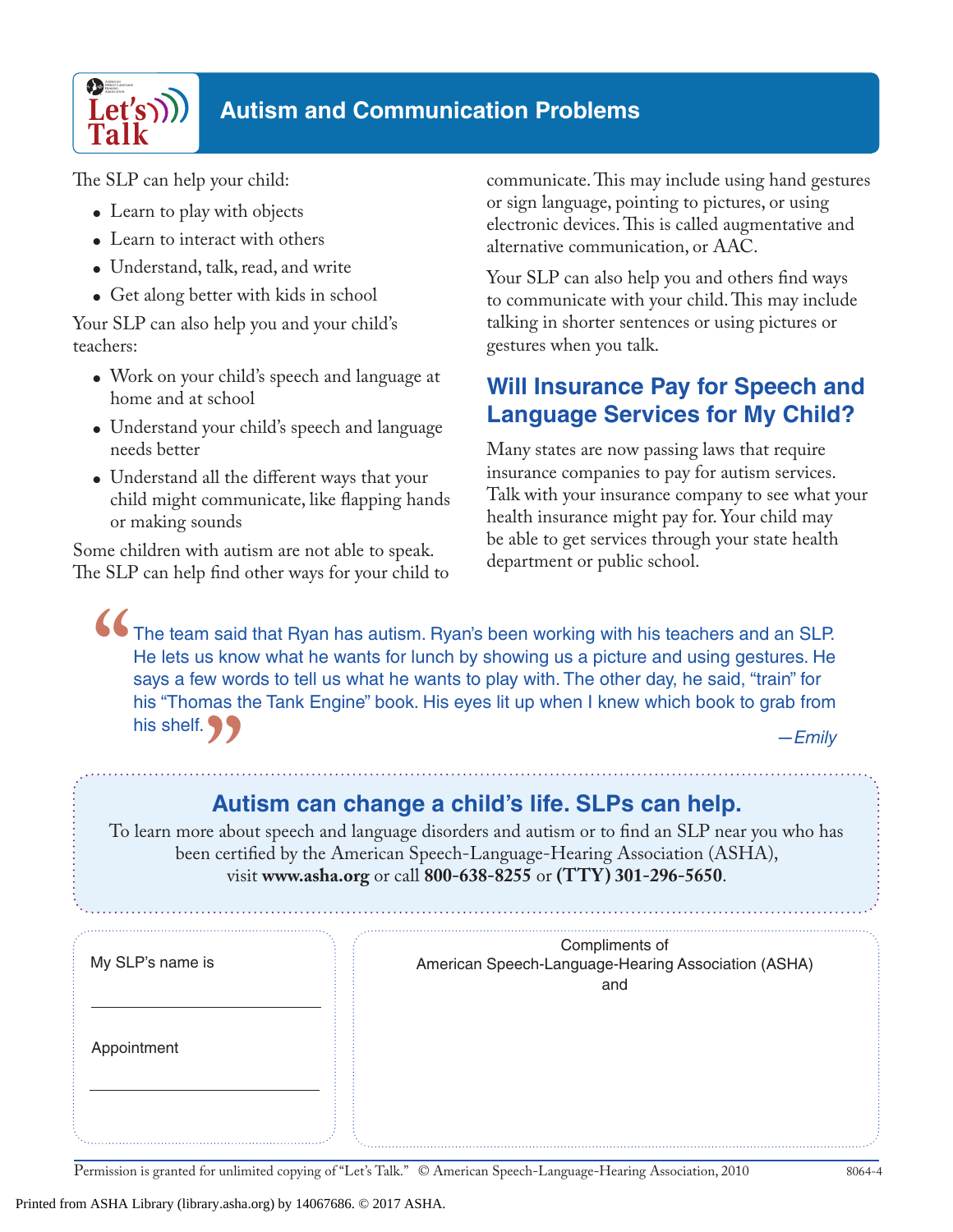# Autism and Communication Problems

The SLP can help your child:

- Learn to play with objects
- Learn to interact with others
- Understand, talk, read, and write
- Get along better with kids in school

Your SLP can also help you and your child's teachers:

- Work on your child's speech and language at home and at school
- Understand your child's speech and language needs better
- Understand all the different ways that your child might communicate, like flapping hands or making sounds

Some children with autism are not able to speak. The SLP can help find other ways for your child to communicate. This may include using hand gestures or sign language, pointing to pictures, or using electronic devices. This is called augmentative and alternative communication, or AAC.

Your SLP can also help you and others find ways to communicate with your child. This may include talking in shorter sentences or using pictures or gestures when you talk.

## Will Insurance Pay for Speech and Language Services for My Child?

Many states are now passing laws that require insurance companies to pay for autism services. Talk with your insurance company to see what your health insurance might pay for. Your child may be able to get services through your state health department or public school.

> "The team said that Ryan has autism. Ryan's been working with his teachers and an SLP. He lets us know what he wants for lunch by showing us a picture and using gestures. He says a few words to tell us what he wants to play with. The other day, he said, "train" for his "Thomas the Tank Engine" book. His eyes lit up when I knew which book to grab from his shelf."
>
> *—Emily*

## Autism can change a child's life. SLPs can help.

To learn more about speech and language disorders and autism or to find an SLP near you who has been certified by the American Speech-Language-Hearing Association (ASHA), visit **www.asha.org** or call **800-638-8255** or **(TTY) 301-296-5650**.

My SLP's name is ______________________

Appointment ______________________

Compliments of
American Speech-Language-Hearing Association (ASHA)
and

Permission is granted for unlimited copying of "Let's Talk." © American Speech-Language-Hearing Association, 2010 8064-4